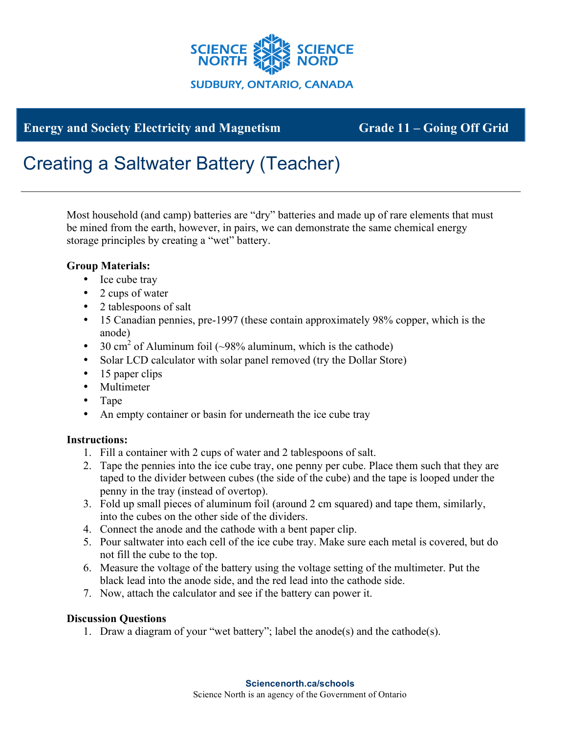Energy and Society Electricity and Magnetism — Grade 11 – Going Off Grid

# Creating a Saltwater Battery (Teacher)

Most household (and camp) batteries are "dry" batteries and made up of rare elements that must be mined from the earth, however, in pairs, we can demonstrate the same chemical energy storage principles by creating a "wet" battery.

**Group Materials:**

- Ice cube tray
- 2 cups of water
- 2 tablespoons of salt
- 15 Canadian pennies, pre-1997 (these contain approximately 98% copper, which is the anode)
- 30 cm$^2$ of Aluminum foil (~98% aluminum, which is the cathode)
- Solar LCD calculator with solar panel removed (try the Dollar Store)
- 15 paper clips
- Multimeter
- Tape
- An empty container or basin for underneath the ice cube tray

**Instructions:**

1. Fill a container with 2 cups of water and 2 tablespoons of salt.
2. Tape the pennies into the ice cube tray, one penny per cube. Place them such that they are taped to the divider between cubes (the side of the cube) and the tape is looped under the penny in the tray (instead of overtop).
3. Fold up small pieces of aluminum foil (around 2 cm squared) and tape them, similarly, into the cubes on the other side of the dividers.
4. Connect the anode and the cathode with a bent paper clip.
5. Pour saltwater into each cell of the ice cube tray. Make sure each metal is covered, but do not fill the cube to the top.
6. Measure the voltage of the battery using the voltage setting of the multimeter. Put the black lead into the anode side, and the red lead into the cathode side.
7. Now, attach the calculator and see if the battery can power it.

**Discussion Questions**

1. Draw a diagram of your "wet battery"; label the anode(s) and the cathode(s).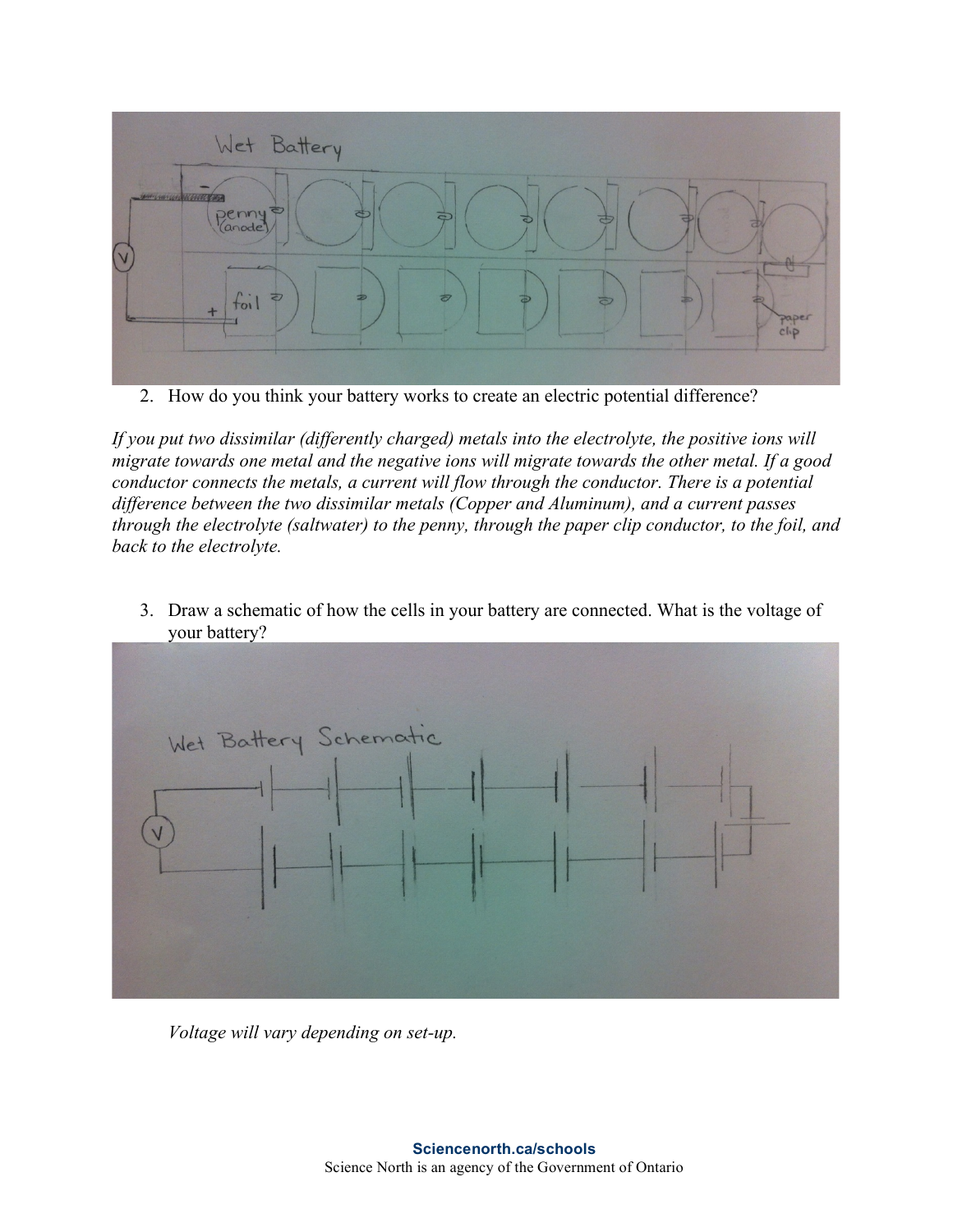2. How do you think your battery works to create an electric potential difference?

*If you put two dissimilar (differently charged) metals into the electrolyte, the positive ions will migrate towards one metal and the negative ions will migrate towards the other metal. If a good conductor connects the metals, a current will flow through the conductor. There is a potential difference between the two dissimilar metals (Copper and Aluminum), and a current passes through the electrolyte (saltwater) to the penny, through the paper clip conductor, to the foil, and back to the electrolyte.*

3. Draw a schematic of how the cells in your battery are connected. What is the voltage of your battery?

*Voltage will vary depending on set-up.*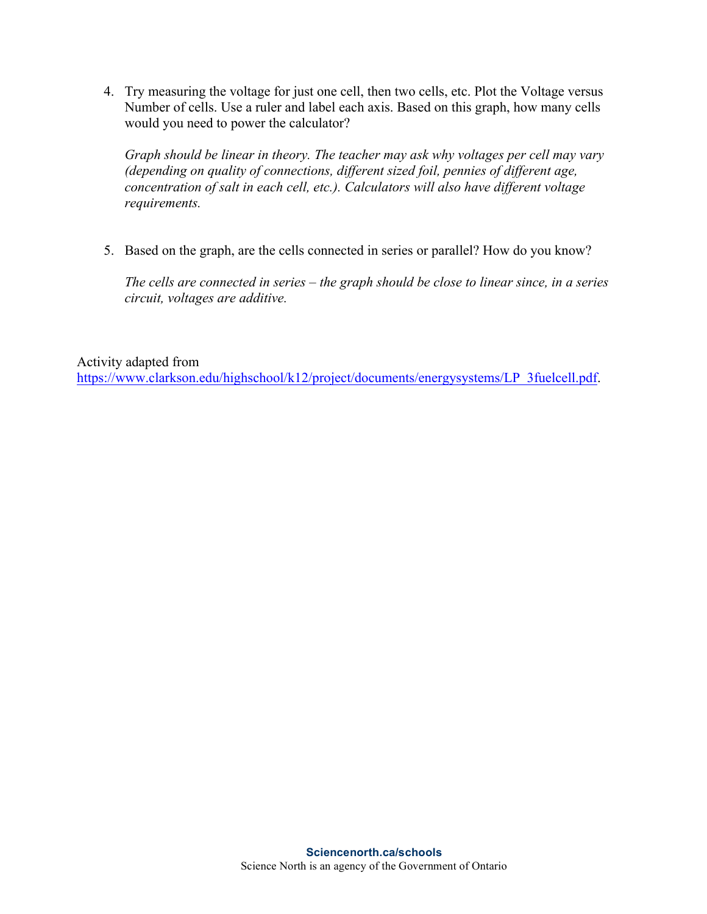4. Try measuring the voltage for just one cell, then two cells, etc. Plot the Voltage versus Number of cells. Use a ruler and label each axis. Based on this graph, how many cells would you need to power the calculator?

   *Graph should be linear in theory. The teacher may ask why voltages per cell may vary (depending on quality of connections, different sized foil, pennies of different age, concentration of salt in each cell, etc.). Calculators will also have different voltage requirements.*

5. Based on the graph, are the cells connected in series or parallel? How do you know?

   *The cells are connected in series – the graph should be close to linear since, in a series circuit, voltages are additive.*

Activity adapted from
[https://www.clarkson.edu/highschool/k12/project/documents/energysystems/LP_3fuelcell.pdf](https://www.clarkson.edu/highschool/k12/project/documents/energysystems/LP_3fuelcell.pdf).

**Sciencenorth.ca/schools**
Science North is an agency of the Government of Ontario